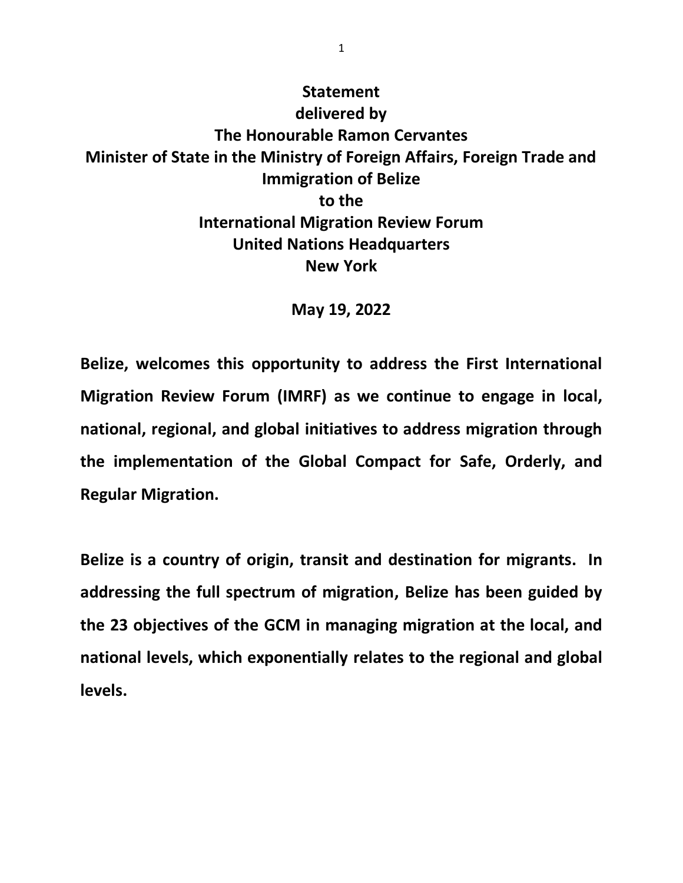# Statement
## delivered by
## The Honourable Ramon Cervantes
## Minister of State in the Ministry of Foreign Affairs, Foreign Trade and Immigration of Belize
## to the
## International Migration Review Forum
## United Nations Headquarters
## New York

**May 19, 2022**

**Belize, welcomes this opportunity to address the First International Migration Review Forum (IMRF) as we continue to engage in local, national, regional, and global initiatives to address migration through the implementation of the Global Compact for Safe, Orderly, and Regular Migration.**

**Belize is a country of origin, transit and destination for migrants. In addressing the full spectrum of migration, Belize has been guided by the 23 objectives of the GCM in managing migration at the local, and national levels, which exponentially relates to the regional and global levels.**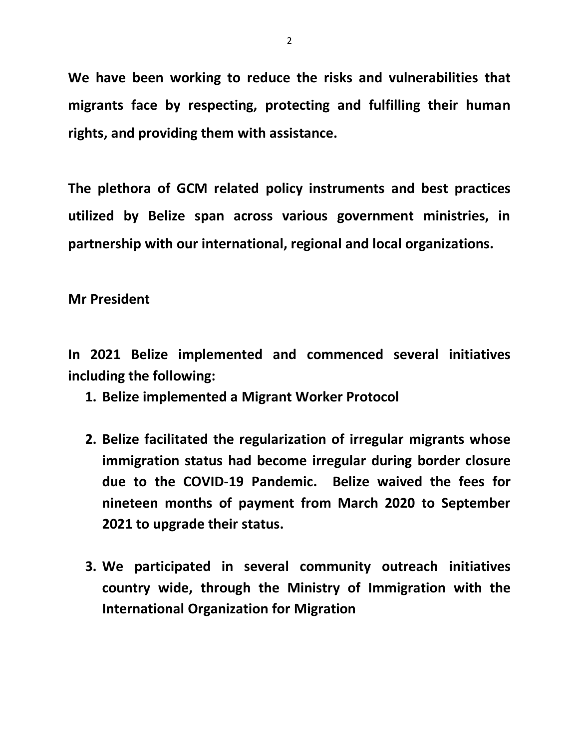**We have been working to reduce the risks and vulnerabilities that migrants face by respecting, protecting and fulfilling their human rights, and providing them with assistance.**

**The plethora of GCM related policy instruments and best practices utilized by Belize span across various government ministries, in partnership with our international, regional and local organizations.**

**Mr President**

**In 2021 Belize implemented and commenced several initiatives including the following:**

1. **Belize implemented a Migrant Worker Protocol**

2. **Belize facilitated the regularization of irregular migrants whose immigration status had become irregular during border closure due to the COVID-19 Pandemic. Belize waived the fees for nineteen months of payment from March 2020 to September 2021 to upgrade their status.**

3. **We participated in several community outreach initiatives country wide, through the Ministry of Immigration with the International Organization for Migration**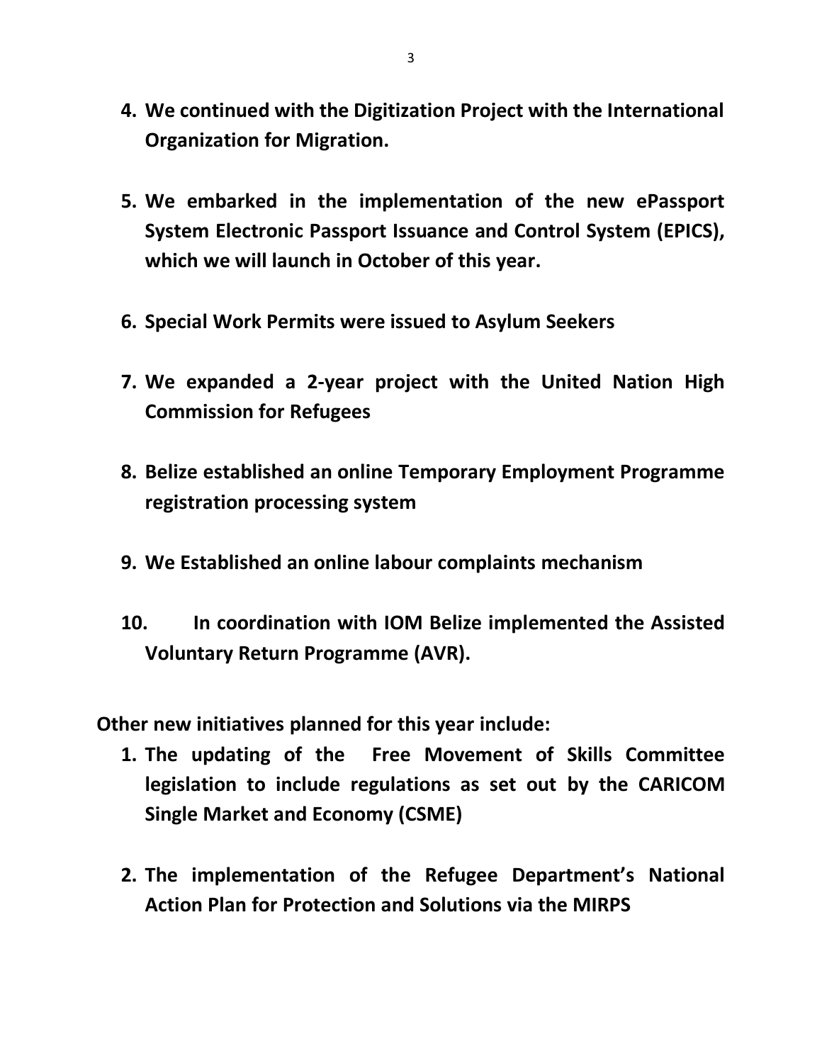4. **We continued with the Digitization Project with the International Organization for Migration.**

5. **We embarked in the implementation of the new ePassport System Electronic Passport Issuance and Control System (EPICS), which we will launch in October of this year.**

6. **Special Work Permits were issued to Asylum Seekers**

7. **We expanded a 2-year project with the United Nation High Commission for Refugees**

8. **Belize established an online Temporary Employment Programme registration processing system**

9. **We Established an online labour complaints mechanism**

10. **In coordination with IOM Belize implemented the Assisted Voluntary Return Programme (AVR).**

**Other new initiatives planned for this year include:**

1. **The updating of the Free Movement of Skills Committee legislation to include regulations as set out by the CARICOM Single Market and Economy (CSME)**

2. **The implementation of the Refugee Department's National Action Plan for Protection and Solutions via the MIRPS**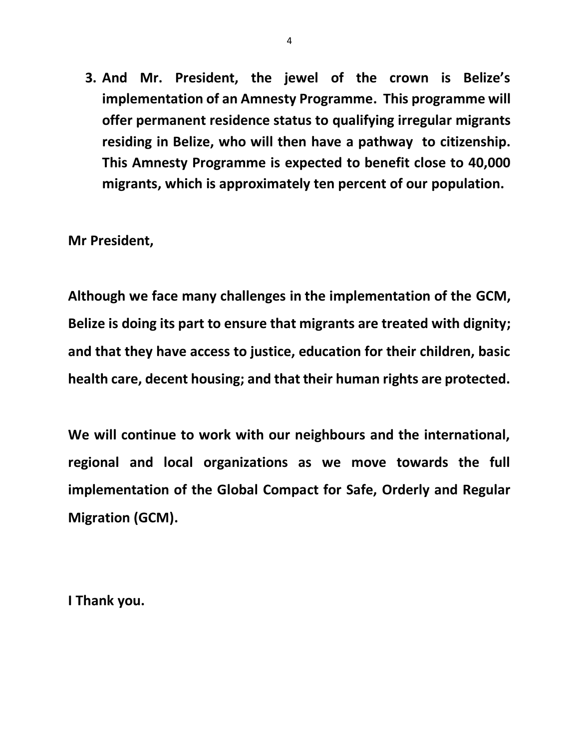3. **And Mr. President, the jewel of the crown is Belize's implementation of an Amnesty Programme. This programme will offer permanent residence status to qualifying irregular migrants residing in Belize, who will then have a pathway to citizenship. This Amnesty Programme is expected to benefit close to 40,000 migrants, which is approximately ten percent of our population.**

**Mr President,**

**Although we face many challenges in the implementation of the GCM, Belize is doing its part to ensure that migrants are treated with dignity; and that they have access to justice, education for their children, basic health care, decent housing; and that their human rights are protected.**

**We will continue to work with our neighbours and the international, regional and local organizations as we move towards the full implementation of the Global Compact for Safe, Orderly and Regular Migration (GCM).**

**I Thank you.**